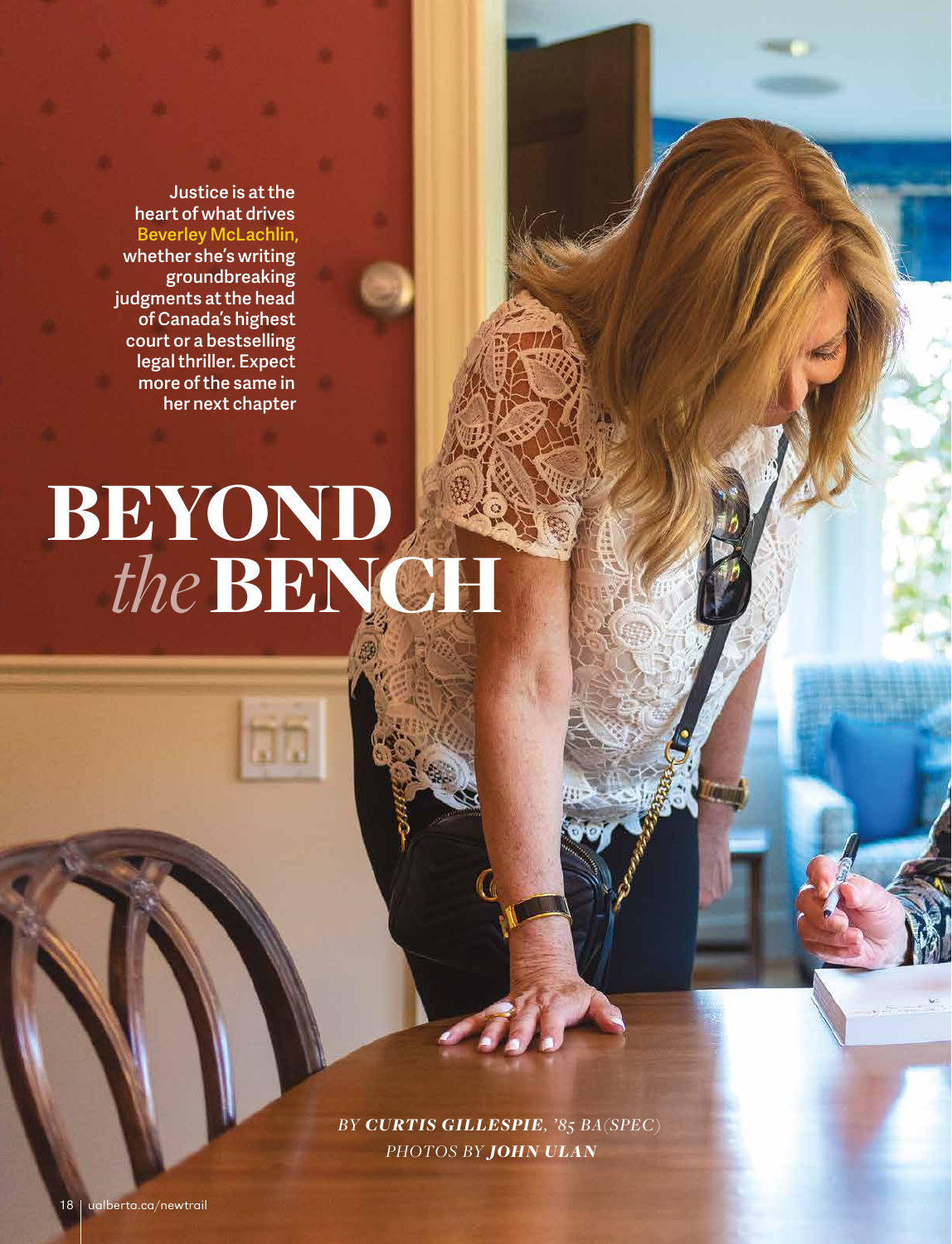Justice is at the heart of what drives Beverley McLachlin, whether she's writing groundbreaking judgments at the head of Canada's highest court or a bestselling legal thriller. Expect more of the same in her next chapter

# BEYOND *the* BENCH

*BY **CURTIS GILLESPIE**, '85 BA(SPEC)*
*PHOTOS BY **JOHN ULAN***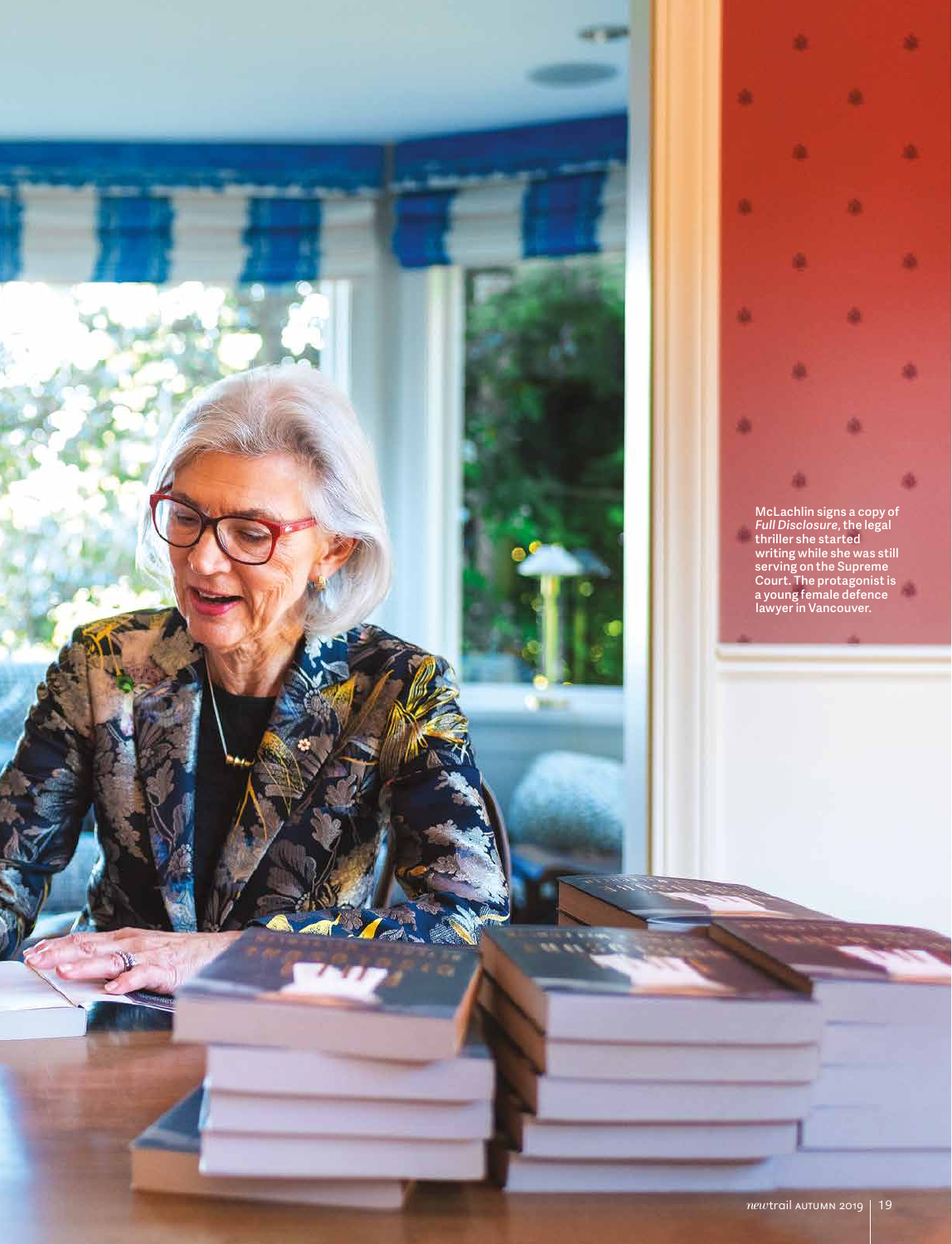McLachlin signs a copy of *Full Disclosure*, the legal thriller she started writing while she was still serving on the Supreme Court. The protagonist is a young female defence lawyer in Vancouver.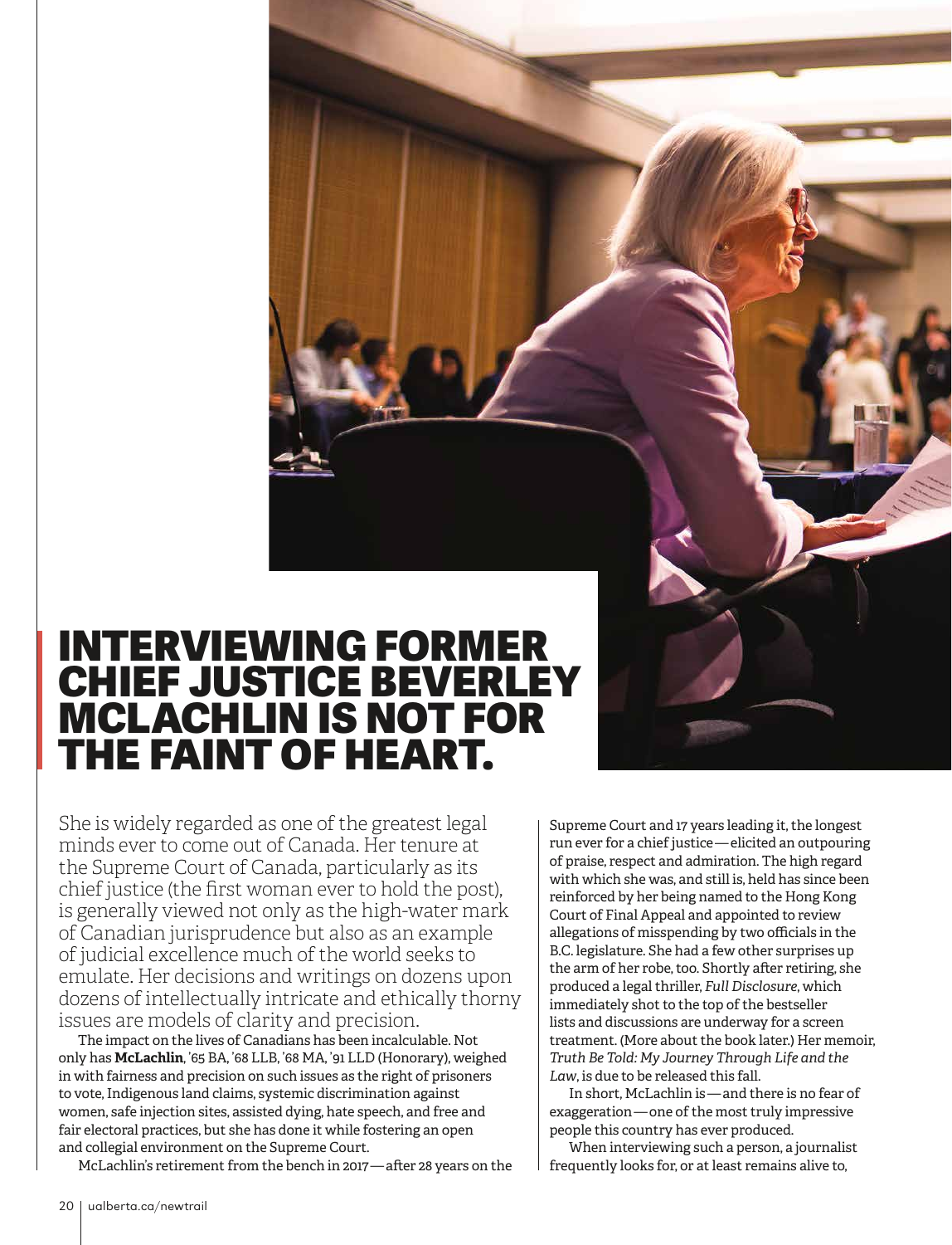# INTERVIEWING FORMER CHIEF JUSTICE BEVERLEY MCLACHLIN IS NOT FOR THE FAINT OF HEART.

She is widely regarded as one of the greatest legal minds ever to come out of Canada. Her tenure at the Supreme Court of Canada, particularly as its chief justice (the first woman ever to hold the post), is generally viewed not only as the high-water mark of Canadian jurisprudence but also as an example of judicial excellence much of the world seeks to emulate. Her decisions and writings on dozens upon dozens of intellectually intricate and ethically thorny issues are models of clarity and precision.

The impact on the lives of Canadians has been incalculable. Not only has **McLachlin**, '65 BA, '68 LLB, '68 MA, '91 LLD (Honorary), weighed in with fairness and precision on such issues as the right of prisoners to vote, Indigenous land claims, systemic discrimination against women, safe injection sites, assisted dying, hate speech, and free and fair electoral practices, but she has done it while fostering an open and collegial environment on the Supreme Court.

McLachlin's retirement from the bench in 2017 — after 28 years on the Supreme Court and 17 years leading it, the longest run ever for a chief justice — elicited an outpouring of praise, respect and admiration. The high regard with which she was, and still is, held has since been reinforced by her being named to the Hong Kong Court of Final Appeal and appointed to review allegations of misspending by two officials in the B.C. legislature. She had a few other surprises up the arm of her robe, too. Shortly after retiring, she produced a legal thriller, *Full Disclosure*, which immediately shot to the top of the bestseller lists and discussions are underway for a screen treatment. (More about the book later.) Her memoir, *Truth Be Told: My Journey Through Life and the Law*, is due to be released this fall.

In short, McLachlin is — and there is no fear of exaggeration — one of the most truly impressive people this country has ever produced.

When interviewing such a person, a journalist frequently looks for, or at least remains alive to,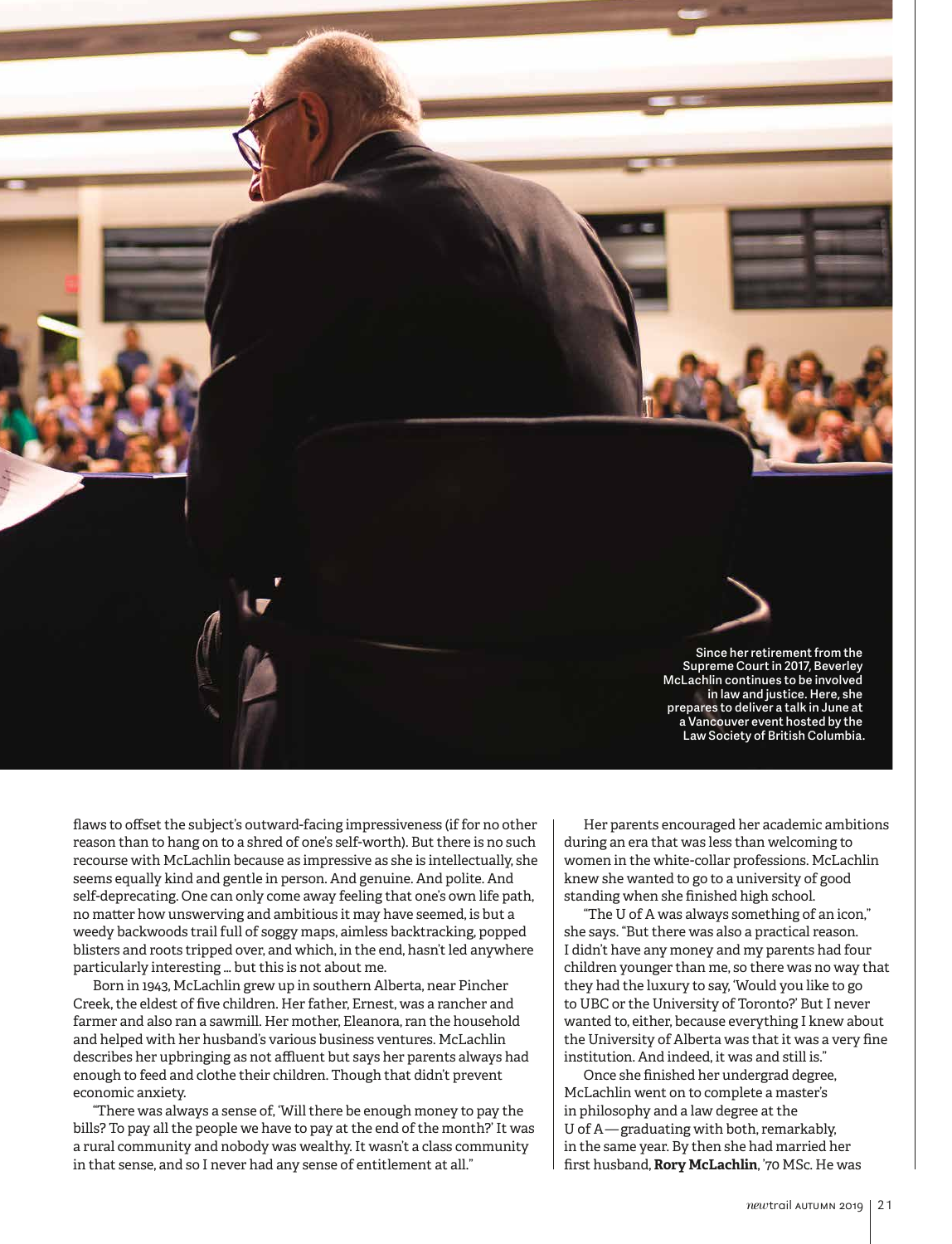Since her retirement from the Supreme Court in 2017, Beverley McLachlin continues to be involved in law and justice. Here, she prepares to deliver a talk in June at a Vancouver event hosted by the Law Society of British Columbia.

flaws to offset the subject's outward-facing impressiveness (if for no other reason than to hang on to a shred of one's self-worth). But there is no such recourse with McLachlin because as impressive as she is intellectually, she seems equally kind and gentle in person. And genuine. And polite. And self-deprecating. One can only come away feeling that one's own life path, no matter how unswerving and ambitious it may have seemed, is but a weedy backwoods trail full of soggy maps, aimless backtracking, popped blisters and roots tripped over, and which, in the end, hasn't led anywhere particularly interesting … but this is not about me.

Born in 1943, McLachlin grew up in southern Alberta, near Pincher Creek, the eldest of five children. Her father, Ernest, was a rancher and farmer and also ran a sawmill. Her mother, Eleanora, ran the household and helped with her husband's various business ventures. McLachlin describes her upbringing as not affluent but says her parents always had enough to feed and clothe their children. Though that didn't prevent economic anxiety.

"There was always a sense of, 'Will there be enough money to pay the bills? To pay all the people we have to pay at the end of the month?' It was a rural community and nobody was wealthy. It wasn't a class community in that sense, and so I never had any sense of entitlement at all."

Her parents encouraged her academic ambitions during an era that was less than welcoming to women in the white-collar professions. McLachlin knew she wanted to go to a university of good standing when she finished high school.

"The U of A was always something of an icon," she says. "But there was also a practical reason. I didn't have any money and my parents had four children younger than me, so there was no way that they had the luxury to say, 'Would you like to go to UBC or the University of Toronto?' But I never wanted to, either, because everything I knew about the University of Alberta was that it was a very fine institution. And indeed, it was and still is."

Once she finished her undergrad degree, McLachlin went on to complete a master's in philosophy and a law degree at the U of A — graduating with both, remarkably, in the same year. By then she had married her first husband, **Rory McLachlin**, '70 MSc. He was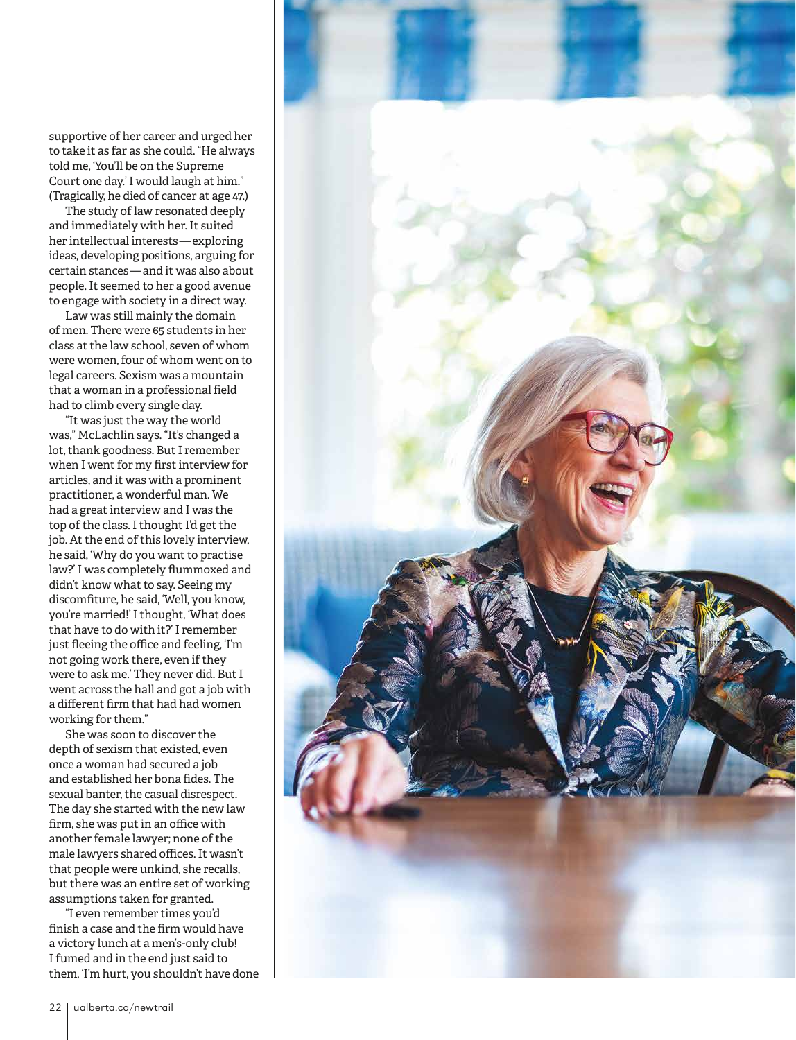supportive of her career and urged her to take it as far as she could. "He always told me, 'You'll be on the Supreme Court one day.' I would laugh at him." (Tragically, he died of cancer at age 47.)

The study of law resonated deeply and immediately with her. It suited her intellectual interests — exploring ideas, developing positions, arguing for certain stances — and it was also about people. It seemed to her a good avenue to engage with society in a direct way.

Law was still mainly the domain of men. There were 65 students in her class at the law school, seven of whom were women, four of whom went on to legal careers. Sexism was a mountain that a woman in a professional field had to climb every single day.

"It was just the way the world was," McLachlin says. "It's changed a lot, thank goodness. But I remember when I went for my first interview for articles, and it was with a prominent practitioner, a wonderful man. We had a great interview and I was the top of the class. I thought I'd get the job. At the end of this lovely interview, he said, 'Why do you want to practise law?' I was completely flummoxed and didn't know what to say. Seeing my discomfiture, he said, 'Well, you know, you're married!' I thought, 'What does that have to do with it?' I remember just fleeing the office and feeling, 'I'm not going work there, even if they were to ask me.' They never did. But I went across the hall and got a job with a different firm that had had women working for them."

She was soon to discover the depth of sexism that existed, even once a woman had secured a job and established her bona fides. The sexual banter, the casual disrespect. The day she started with the new law firm, she was put in an office with another female lawyer; none of the male lawyers shared offices. It wasn't that people were unkind, she recalls, but there was an entire set of working assumptions taken for granted.

"I even remember times you'd finish a case and the firm would have a victory lunch at a men's-only club! I fumed and in the end just said to them, 'I'm hurt, you shouldn't have done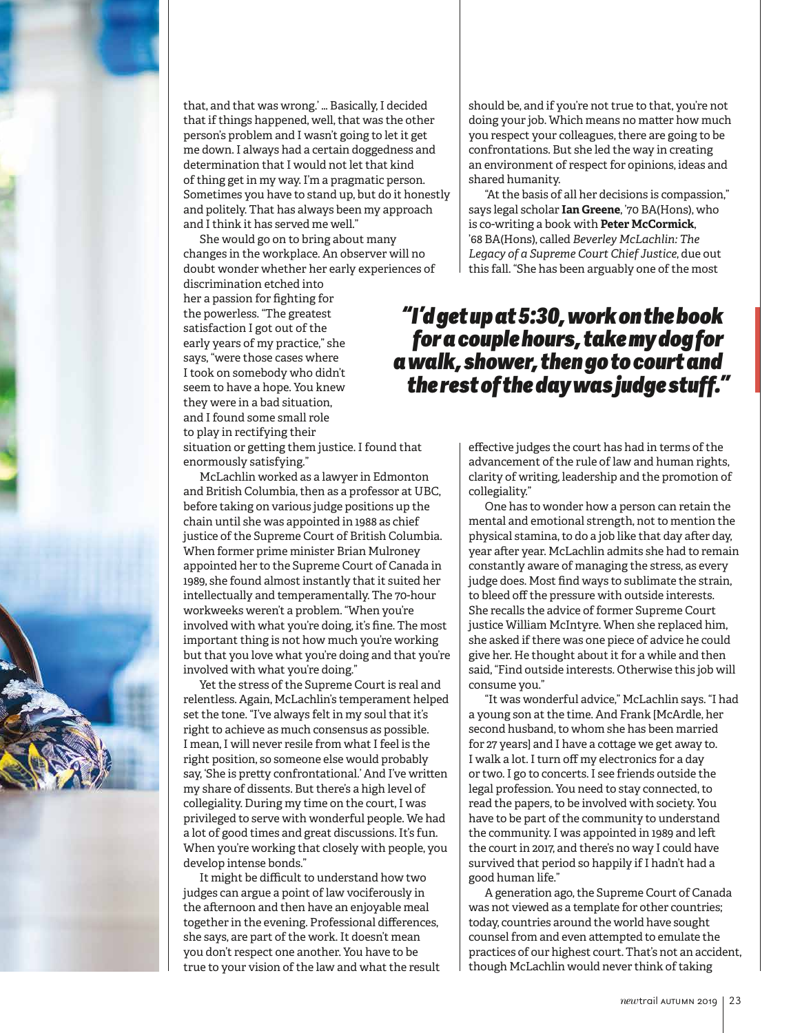that, and that was wrong.' … Basically, I decided that if things happened, well, that was the other person's problem and I wasn't going to let it get me down. I always had a certain doggedness and determination that I would not let that kind of thing get in my way. I'm a pragmatic person. Sometimes you have to stand up, but do it honestly and politely. That has always been my approach and I think it has served me well."

She would go on to bring about many changes in the workplace. An observer will no doubt wonder whether her early experiences of discrimination etched into her a passion for fighting for the powerless. "The greatest satisfaction I got out of the early years of my practice," she says, "were those cases where I took on somebody who didn't seem to have a hope. You knew they were in a bad situation, and I found some small role to play in rectifying their situation or getting them justice. I found that enormously satisfying."

McLachlin worked as a lawyer in Edmonton and British Columbia, then as a professor at UBC, before taking on various judge positions up the chain until she was appointed in 1988 as chief justice of the Supreme Court of British Columbia. When former prime minister Brian Mulroney appointed her to the Supreme Court of Canada in 1989, she found almost instantly that it suited her intellectually and temperamentally. The 70-hour workweeks weren't a problem. "When you're involved with what you're doing, it's fine. The most important thing is not how much you're working but that you love what you're doing and that you're involved with what you're doing."

Yet the stress of the Supreme Court is real and relentless. Again, McLachlin's temperament helped set the tone. "I've always felt in my soul that it's right to achieve as much consensus as possible. I mean, I will never resile from what I feel is the right position, so someone else would probably say, 'She is pretty confrontational.' And I've written my share of dissents. But there's a high level of collegiality. During my time on the court, I was privileged to serve with wonderful people. We had a lot of good times and great discussions. It's fun. When you're working that closely with people, you develop intense bonds."

It might be difficult to understand how two judges can argue a point of law vociferously in the afternoon and then have an enjoyable meal together in the evening. Professional differences, she says, are part of the work. It doesn't mean you don't respect one another. You have to be true to your vision of the law and what the result should be, and if you're not true to that, you're not doing your job. Which means no matter how much you respect your colleagues, there are going to be confrontations. But she led the way in creating an environment of respect for opinions, ideas and shared humanity.

"At the basis of all her decisions is compassion," says legal scholar **Ian Greene**, '70 BA(Hons), who is co-writing a book with **Peter McCormick**, '68 BA(Hons), called *Beverley McLachlin: The Legacy of a Supreme Court Chief Justice*, due out this fall. "She has been arguably one of the most effective judges the court has had in terms of the advancement of the rule of law and human rights, clarity of writing, leadership and the promotion of collegiality."

> ***"I'd get up at 5:30, work on the book for a couple hours, take my dog for a walk, shower, then go to court and the rest of the day was judge stuff."***

One has to wonder how a person can retain the mental and emotional strength, not to mention the physical stamina, to do a job like that day after day, year after year. McLachlin admits she had to remain constantly aware of managing the stress, as every judge does. Most find ways to sublimate the strain, to bleed off the pressure with outside interests. She recalls the advice of former Supreme Court justice William McIntyre. When she replaced him, she asked if there was one piece of advice he could give her. He thought about it for a while and then said, "Find outside interests. Otherwise this job will consume you."

"It was wonderful advice," McLachlin says. "I had a young son at the time. And Frank [McArdle, her second husband, to whom she has been married for 27 years] and I have a cottage we get away to. I walk a lot. I turn off my electronics for a day or two. I go to concerts. I see friends outside the legal profession. You need to stay connected, to read the papers, to be involved with society. You have to be part of the community to understand the community. I was appointed in 1989 and left the court in 2017, and there's no way I could have survived that period so happily if I hadn't had a good human life."

A generation ago, the Supreme Court of Canada was not viewed as a template for other countries; today, countries around the world have sought counsel from and even attempted to emulate the practices of our highest court. That's not an accident, though McLachlin would never think of taking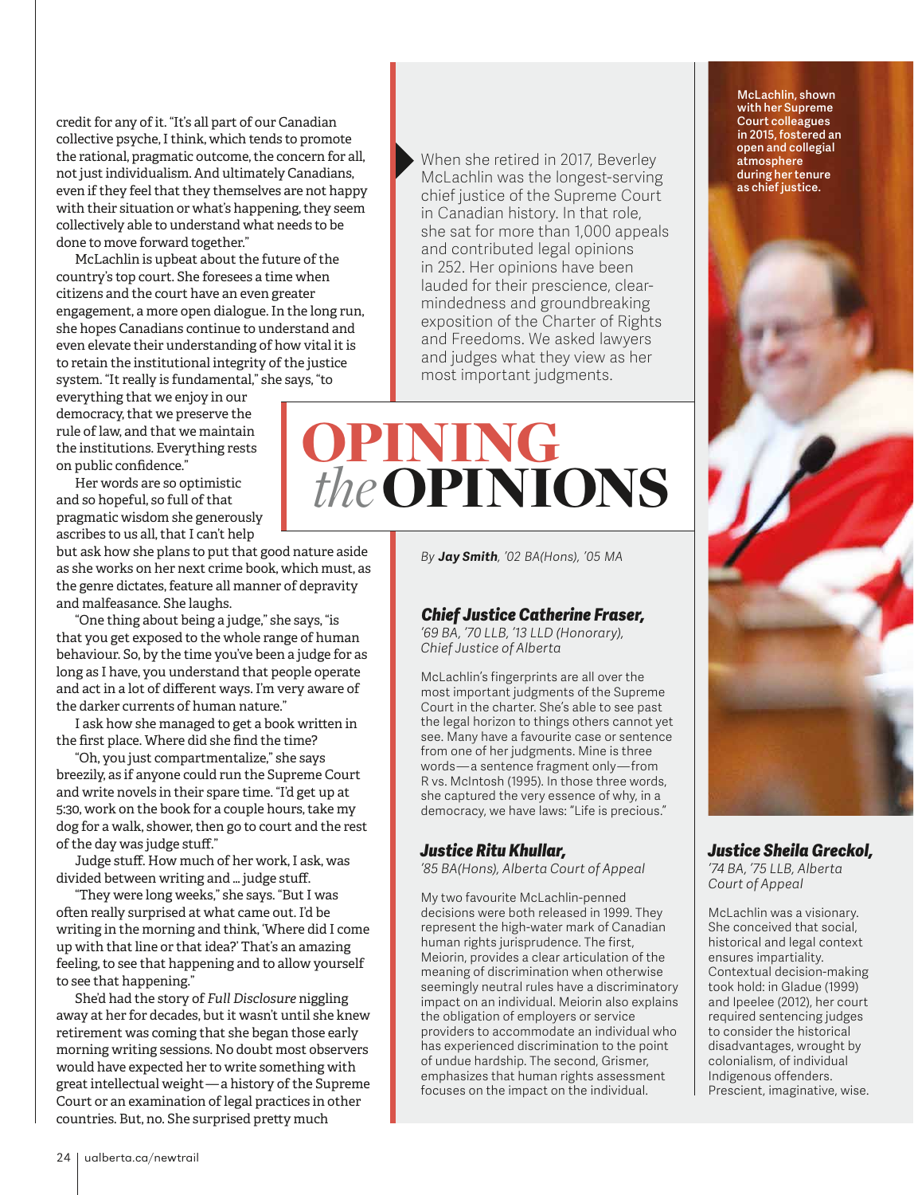credit for any of it. "It's all part of our Canadian collective psyche, I think, which tends to promote the rational, pragmatic outcome, the concern for all, not just individualism. And ultimately Canadians, even if they feel that they themselves are not happy with their situation or what's happening, they seem collectively able to understand what needs to be done to move forward together."

McLachlin is upbeat about the future of the country's top court. She foresees a time when citizens and the court have an even greater engagement, a more open dialogue. In the long run, she hopes Canadians continue to understand and even elevate their understanding of how vital it is to retain the institutional integrity of the justice system. "It really is fundamental," she says, "to everything that we enjoy in our democracy, that we preserve the rule of law, and that we maintain the institutions. Everything rests on public confidence."

Her words are so optimistic and so hopeful, so full of that pragmatic wisdom she generously ascribes to us all, that I can't help but ask how she plans to put that good nature aside as she works on her next crime book, which must, as the genre dictates, feature all manner of depravity and malfeasance. She laughs.

"One thing about being a judge," she says, "is that you get exposed to the whole range of human behaviour. So, by the time you've been a judge for as long as I have, you understand that people operate and act in a lot of different ways. I'm very aware of the darker currents of human nature."

I ask how she managed to get a book written in the first place. Where did she find the time?

"Oh, you just compartmentalize," she says breezily, as if anyone could run the Supreme Court and write novels in their spare time. "I'd get up at 5:30, work on the book for a couple hours, take my dog for a walk, shower, then go to court and the rest of the day was judge stuff."

Judge stuff. How much of her work, I ask, was divided between writing and ... judge stuff.

"They were long weeks," she says. "But I was often really surprised at what came out. I'd be writing in the morning and think, 'Where did I come up with that line or that idea?' That's an amazing feeling, to see that happening and to allow yourself to see that happening."

She'd had the story of *Full Disclosure* niggling away at her for decades, but it wasn't until she knew retirement was coming that she began those early morning writing sessions. No doubt most observers would have expected her to write something with great intellectual weight — a history of the Supreme Court or an examination of legal practices in other countries. But, no. She surprised pretty much

When she retired in 2017, Beverley McLachlin was the longest-serving chief justice of the Supreme Court in Canadian history. In that role, she sat for more than 1,000 appeals and contributed legal opinions in 252. Her opinions have been lauded for their prescience, clear-mindedness and groundbreaking exposition of the Charter of Rights and Freedoms. We asked lawyers and judges what they view as her most important judgments.

# OPINING *the* OPINIONS

*By* ***Jay Smith****, '02 BA(Hons), '05 MA*

### *Chief Justice Catherine Fraser,*

*'69 BA, '70 LLB, '13 LLD (Honorary), Chief Justice of Alberta*

McLachlin's fingerprints are all over the most important judgments of the Supreme Court in the charter. She's able to see past the legal horizon to things others cannot yet see. Many have a favourite case or sentence from one of her judgments. Mine is three words — a sentence fragment only — from R vs. McIntosh (1995). In those three words, she captured the very essence of why, in a democracy, we have laws: "Life is precious."

### *Justice Ritu Khullar,*

*'85 BA(Hons), Alberta Court of Appeal*

My two favourite McLachlin-penned decisions were both released in 1999. They represent the high-water mark of Canadian human rights jurisprudence. The first, Meiorin, provides a clear articulation of the meaning of discrimination when otherwise seemingly neutral rules have a discriminatory impact on an individual. Meiorin also explains the obligation of employers or service providers to accommodate an individual who has experienced discrimination to the point of undue hardship. The second, Grismer, emphasizes that human rights assessment focuses on the impact on the individual.

McLachlin, shown with her Supreme Court colleagues in 2015, fostered an open and collegial atmosphere during her tenure as chief justice.

### *Justice Sheila Greckol,*

*'74 BA, '75 LLB, Alberta Court of Appeal*

McLachlin was a visionary. She conceived that social, historical and legal context ensures impartiality. Contextual decision-making took hold: in Gladue (1999) and Ipeelee (2012), her court required sentencing judges to consider the historical disadvantages, wrought by colonialism, of individual Indigenous offenders. Prescient, imaginative, wise.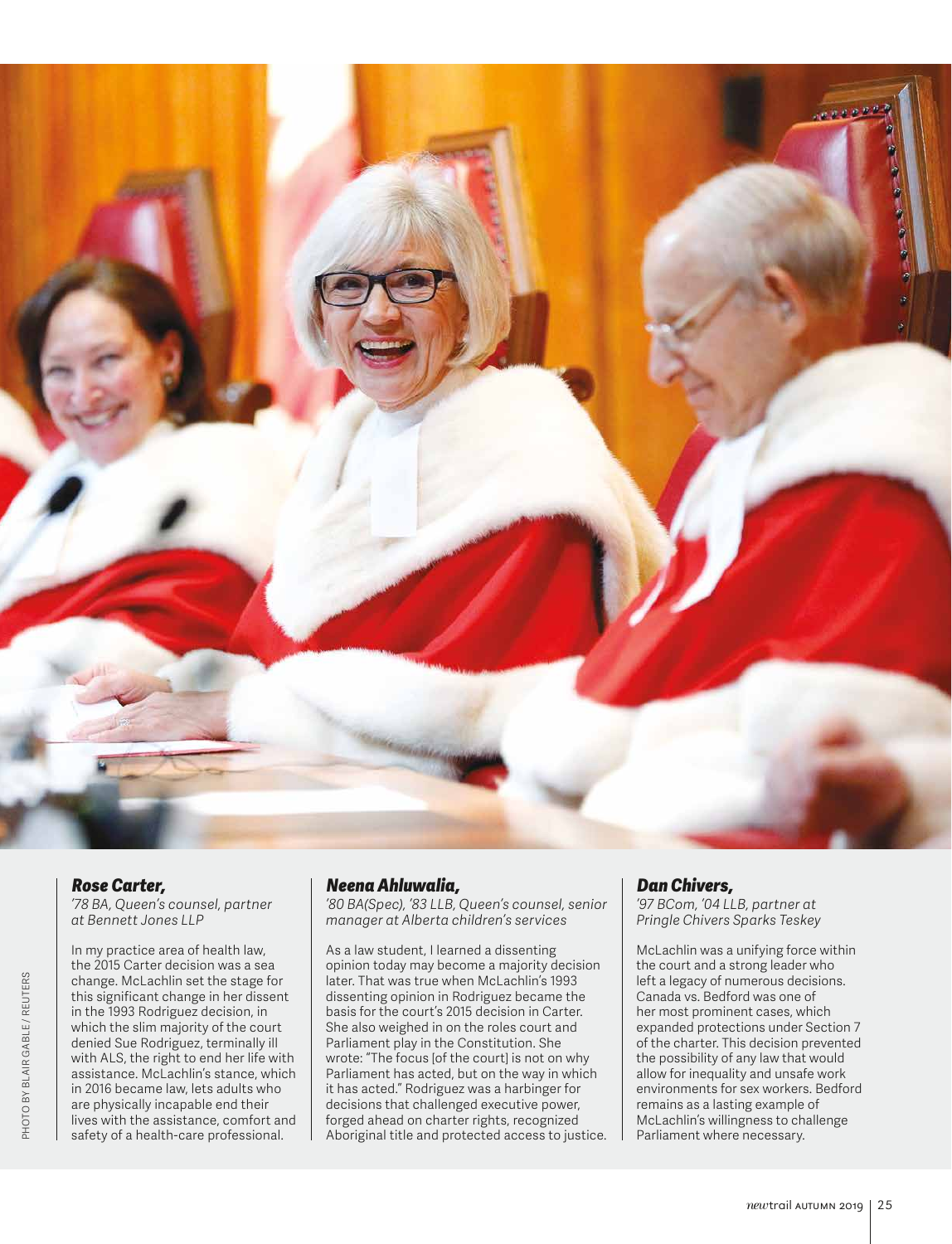PHOTO BY BLAIR GABLE / REUTERS

***Rose Carter,***
*'78 BA, Queen's counsel, partner at Bennett Jones LLP*

In my practice area of health law, the 2015 Carter decision was a sea change. McLachlin set the stage for this significant change in her dissent in the 1993 Rodriguez decision, in which the slim majority of the court denied Sue Rodriguez, terminally ill with ALS, the right to end her life with assistance. McLachlin's stance, which in 2016 became law, lets adults who are physically incapable end their lives with the assistance, comfort and safety of a health-care professional.

***Neena Ahluwalia,***
*'80 BA(Spec), '83 LLB, Queen's counsel, senior manager at Alberta children's services*

As a law student, I learned a dissenting opinion today may become a majority decision later. That was true when McLachlin's 1993 dissenting opinion in Rodriguez became the basis for the court's 2015 decision in Carter. She also weighed in on the roles court and Parliament play in the Constitution. She wrote: "The focus [of the court] is not on why Parliament has acted, but on the way in which it has acted." Rodriguez was a harbinger for decisions that challenged executive power, forged ahead on charter rights, recognized Aboriginal title and protected access to justice.

***Dan Chivers,***
*'97 BCom, '04 LLB, partner at Pringle Chivers Sparks Teskey*

McLachlin was a unifying force within the court and a strong leader who left a legacy of numerous decisions. Canada vs. Bedford was one of her most prominent cases, which expanded protections under Section 7 of the charter. This decision prevented the possibility of any law that would allow for inequality and unsafe work environments for sex workers. Bedford remains as a lasting example of McLachlin's willingness to challenge Parliament where necessary.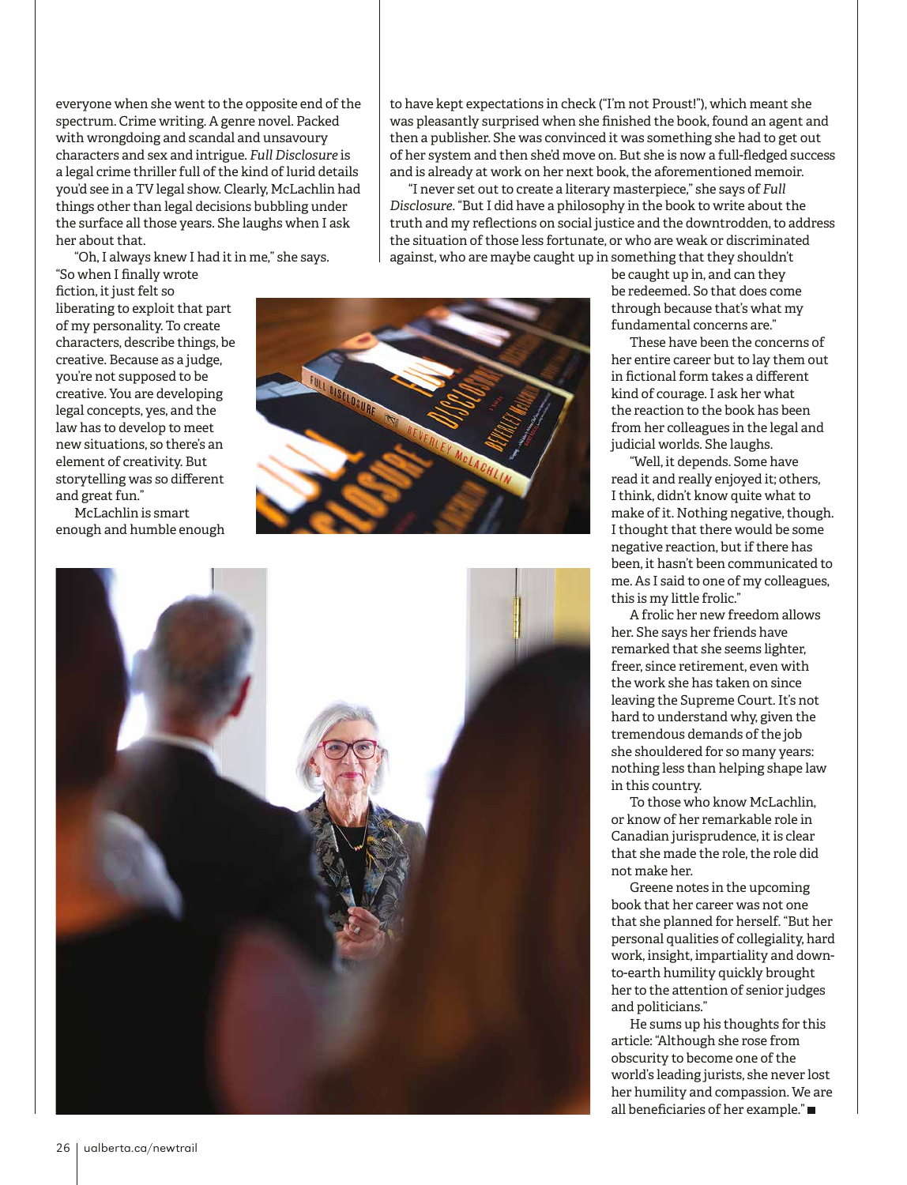everyone when she went to the opposite end of the spectrum. Crime writing. A genre novel. Packed with wrongdoing and scandal and unsavoury characters and sex and intrigue. *Full Disclosure* is a legal crime thriller full of the kind of lurid details you'd see in a TV legal show. Clearly, McLachlin had things other than legal decisions bubbling under the surface all those years. She laughs when I ask her about that.

"Oh, I always knew I had it in me," she says. "So when I finally wrote fiction, it just felt so liberating to exploit that part of my personality. To create characters, describe things, be creative. Because as a judge, you're not supposed to be creative. You are developing legal concepts, yes, and the law has to develop to meet new situations, so there's an element of creativity. But storytelling was so different and great fun."

McLachlin is smart enough and humble enough to have kept expectations in check ("I'm not Proust!"), which meant she was pleasantly surprised when she finished the book, found an agent and then a publisher. She was convinced it was something she had to get out of her system and then she'd move on. But she is now a full-fledged success and is already at work on her next book, the aforementioned memoir.

"I never set out to create a literary masterpiece," she says of *Full Disclosure*. "But I did have a philosophy in the book to write about the truth and my reflections on social justice and the downtrodden, to address the situation of those less fortunate, or who are weak or discriminated against, who are maybe caught up in something that they shouldn't be caught up in, and can they be redeemed. So that does come through because that's what my fundamental concerns are."

These have been the concerns of her entire career but to lay them out in fictional form takes a different kind of courage. I ask her what the reaction to the book has been from her colleagues in the legal and judicial worlds. She laughs.

"Well, it depends. Some have read it and really enjoyed it; others, I think, didn't know quite what to make of it. Nothing negative, though. I thought that there would be some negative reaction, but if there has been, it hasn't been communicated to me. As I said to one of my colleagues, this is my little frolic."

A frolic her new freedom allows her. She says her friends have remarked that she seems lighter, freer, since retirement, even with the work she has taken on since leaving the Supreme Court. It's not hard to understand why, given the tremendous demands of the job she shouldered for so many years: nothing less than helping shape law in this country.

To those who know McLachlin, or know of her remarkable role in Canadian jurisprudence, it is clear that she made the role, the role did not make her.

Greene notes in the upcoming book that her career was not one that she planned for herself. "But her personal qualities of collegiality, hard work, insight, impartiality and down-to-earth humility quickly brought her to the attention of senior judges and politicians."

He sums up his thoughts for this article: "Although she rose from obscurity to become one of the world's leading jurists, she never lost her humility and compassion. We are all beneficiaries of her example." ■